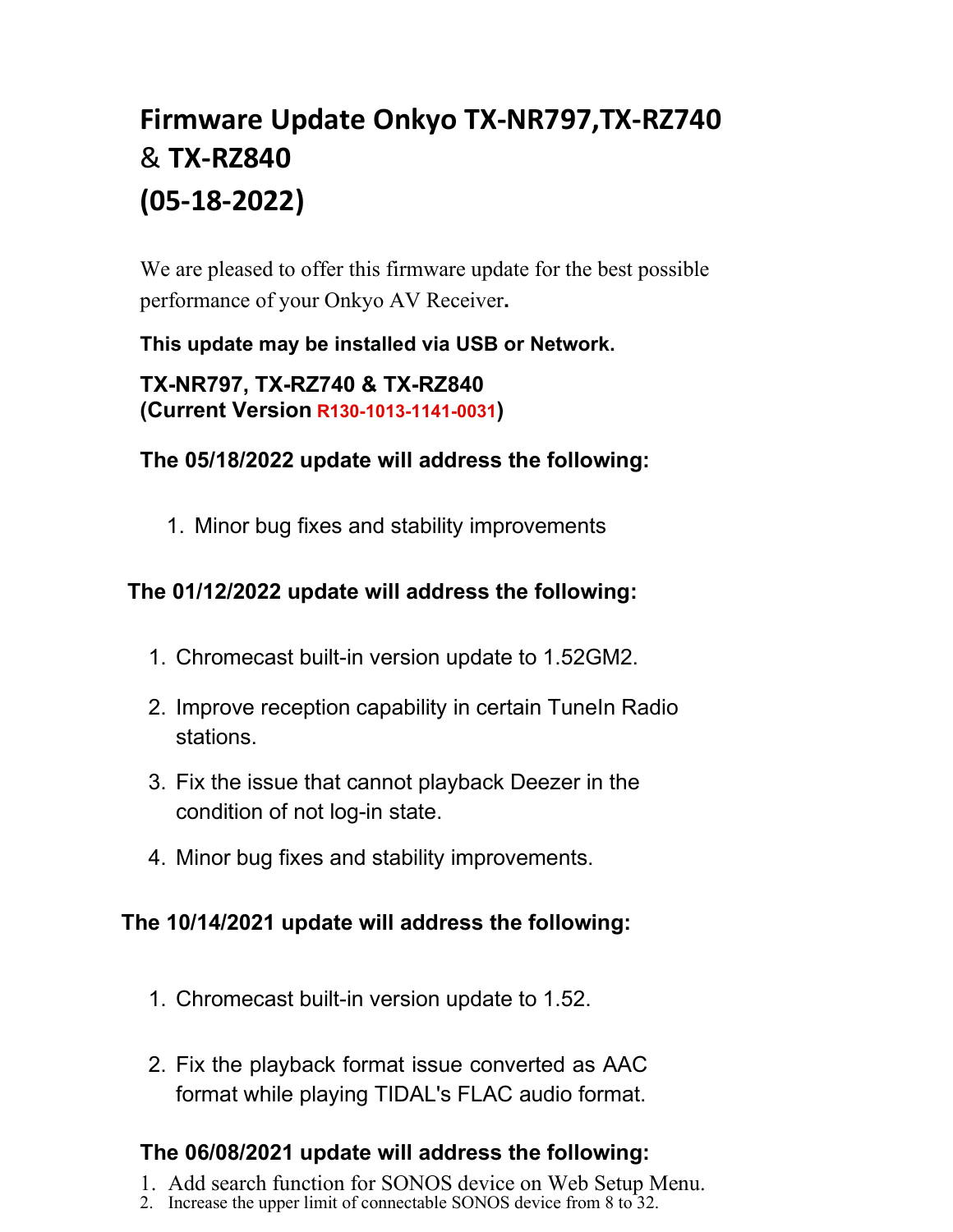# Firmware Update Onkyo TX-NR797,TX-RZ740 & TX-RZ840 (05-18-2022)

We are pleased to offer this firmware update for the best possible performance of your Onkyo AV Receiver**.**

**This update may be installed via USB or Network.**

**TX-NR797, TX-RZ740 & TX-RZ840**
**(Current Version R130-1013-1141-0031)**

**The 05/18/2022 update will address the following:**

1. Minor bug fixes and stability improvements

**The 01/12/2022 update will address the following:**

1. Chromecast built-in version update to 1.52GM2.
2. Improve reception capability in certain TuneIn Radio stations.
3. Fix the issue that cannot playback Deezer in the condition of not log-in state.
4. Minor bug fixes and stability improvements.

**The 10/14/2021 update will address the following:**

1. Chromecast built-in version update to 1.52.
2. Fix the playback format issue converted as AAC format while playing TIDAL's FLAC audio format.

**The 06/08/2021 update will address the following:**

1. Add search function for SONOS device on Web Setup Menu.
2. Increase the upper limit of connectable SONOS device from 8 to 32.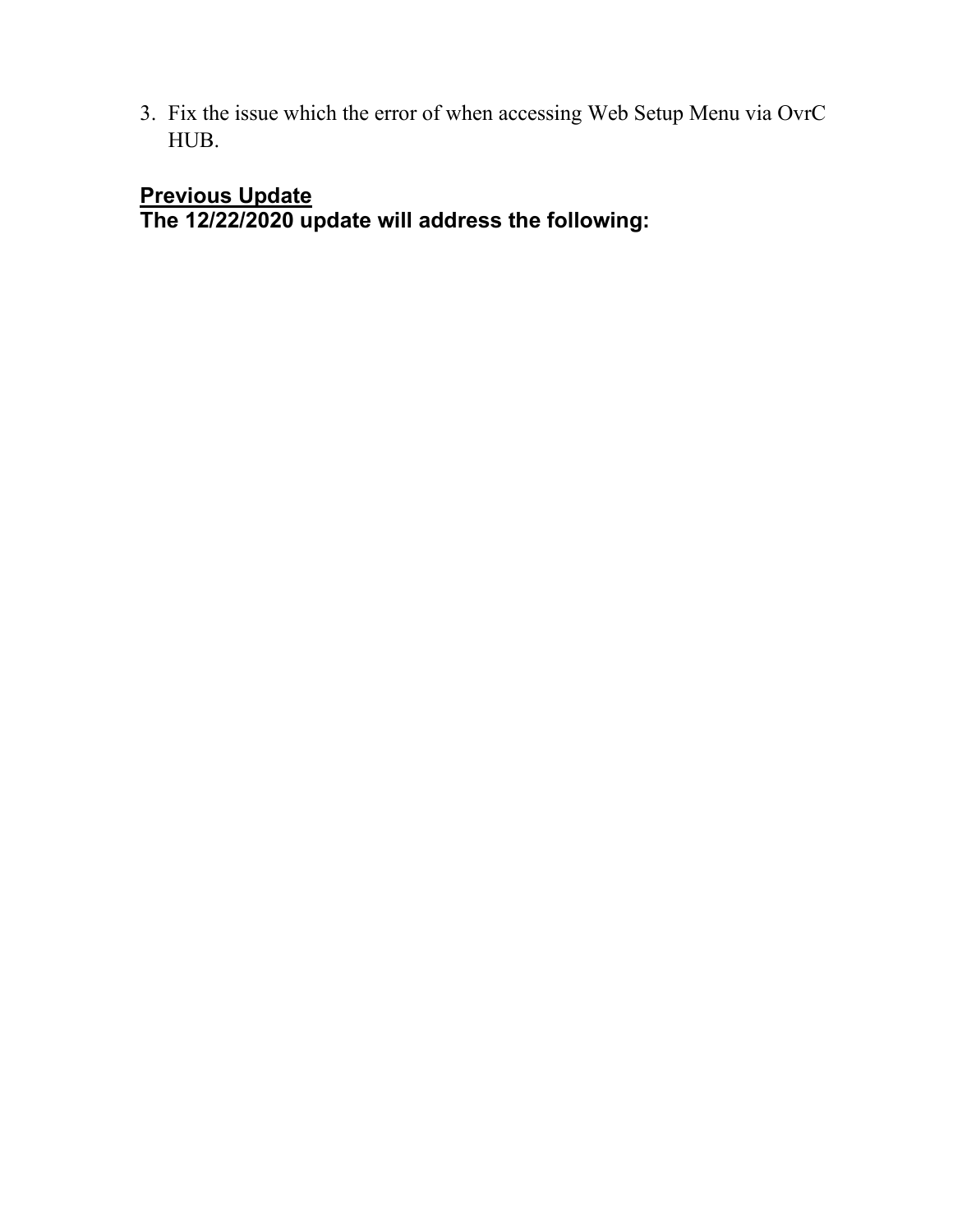3. Fix the issue which the error of when accessing Web Setup Menu via OvrC HUB.

**<u>Previous Update</u>**
**The 12/22/2020 update will address the following:**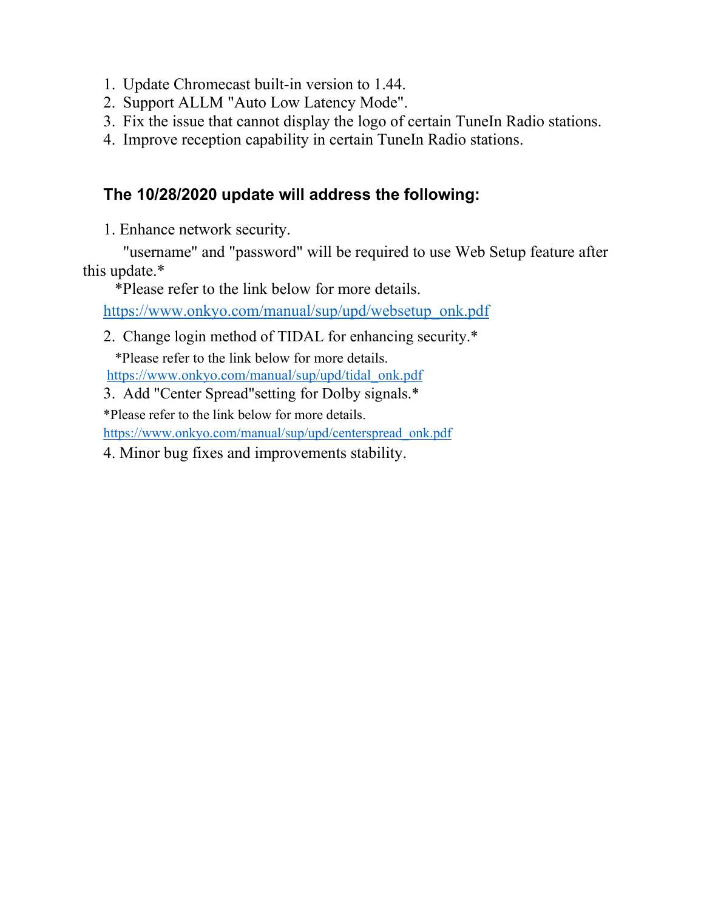1. Update Chromecast built-in version to 1.44.
2. Support ALLM "Auto Low Latency Mode".
3. Fix the issue that cannot display the logo of certain TuneIn Radio stations.
4. Improve reception capability in certain TuneIn Radio stations.

### The 10/28/2020 update will address the following:

1. Enhance network security.

   "username" and "password" will be required to use Web Setup feature after this update.*

   *Please refer to the link below for more details.

   https://www.onkyo.com/manual/sup/upd/websetup_onk.pdf

2. Change login method of TIDAL for enhancing security.*

   *Please refer to the link below for more details.

   https://www.onkyo.com/manual/sup/upd/tidal_onk.pdf

3. Add "Center Spread"setting for Dolby signals.*

   *Please refer to the link below for more details.

   https://www.onkyo.com/manual/sup/upd/centerspread_onk.pdf

4. Minor bug fixes and improvements stability.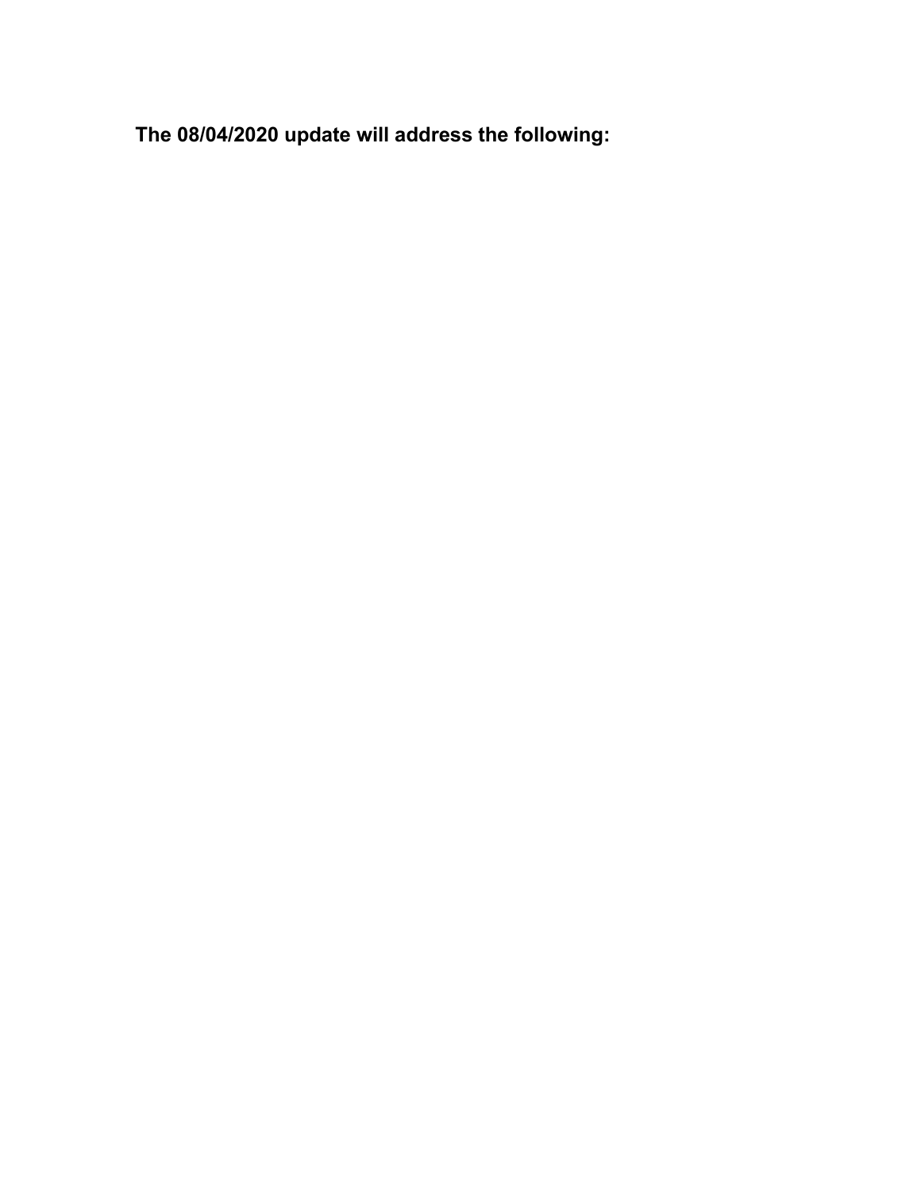**The 08/04/2020 update will address the following:**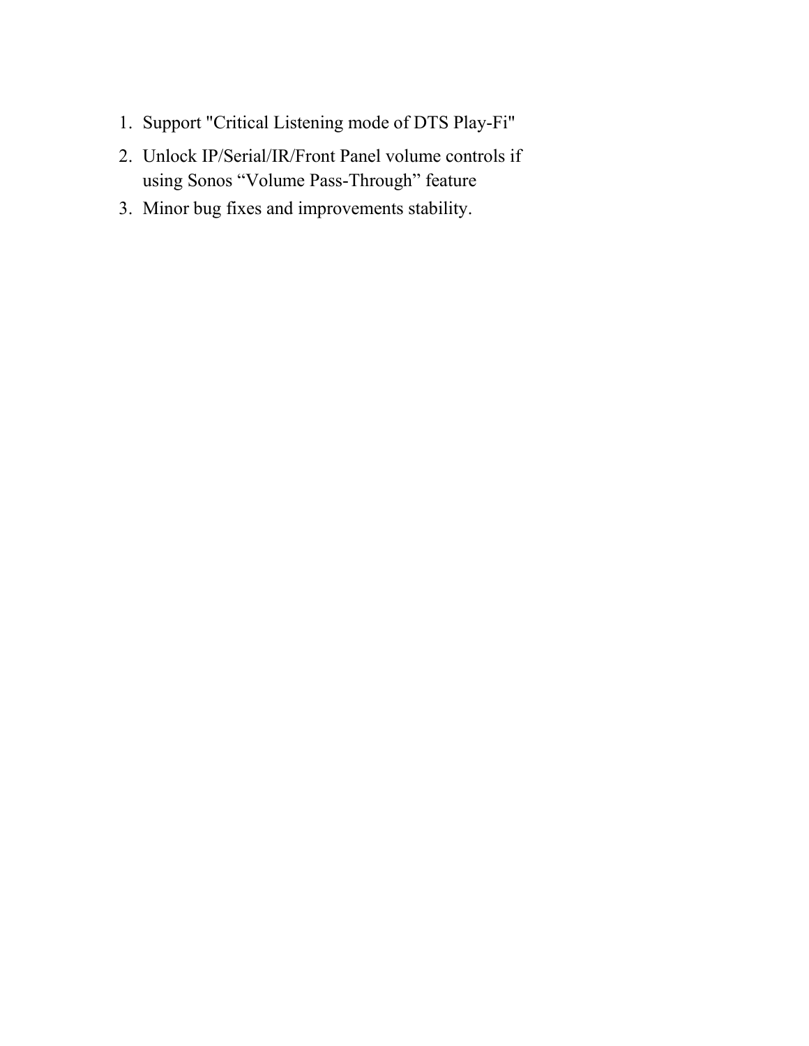1. Support "Critical Listening mode of DTS Play-Fi"
2. Unlock IP/Serial/IR/Front Panel volume controls if using Sonos "Volume Pass-Through" feature
3. Minor bug fixes and improvements stability.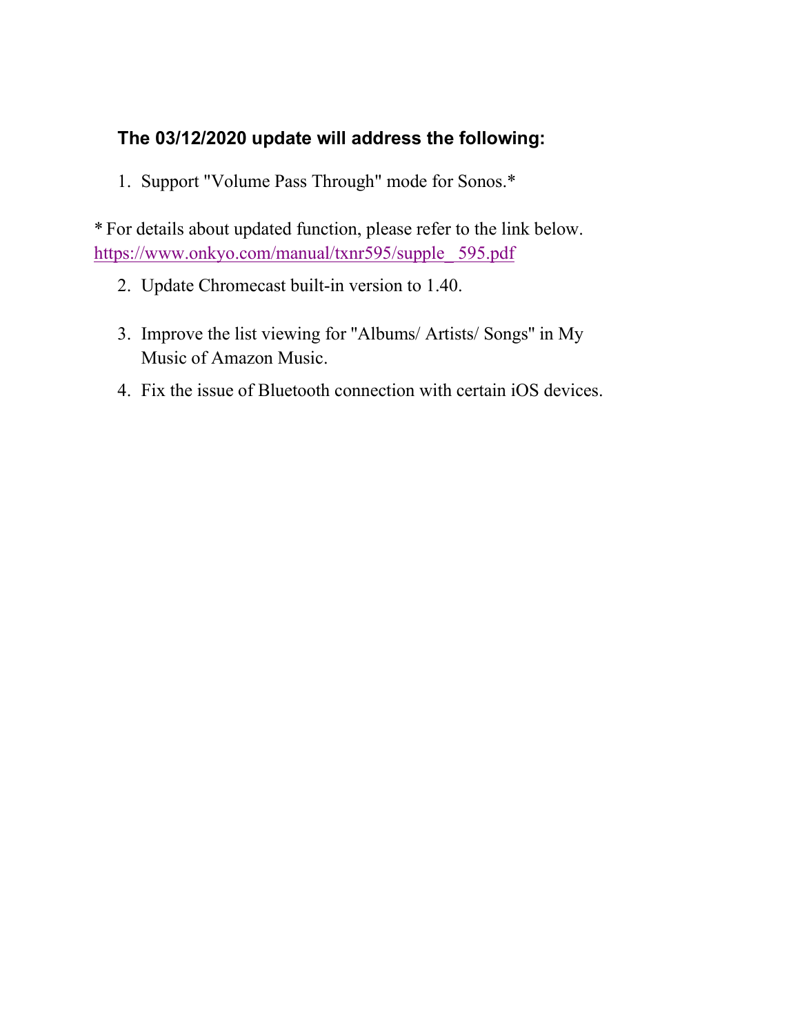**The 03/12/2020 update will address the following:**

1. Support "Volume Pass Through" mode for Sonos.*

* For details about updated function, please refer to the link below.
https://www.onkyo.com/manual/txnr595/supple_595.pdf

2. Update Chromecast built-in version to 1.40.
3. Improve the list viewing for "Albums/ Artists/ Songs" in My Music of Amazon Music.
4. Fix the issue of Bluetooth connection with certain iOS devices.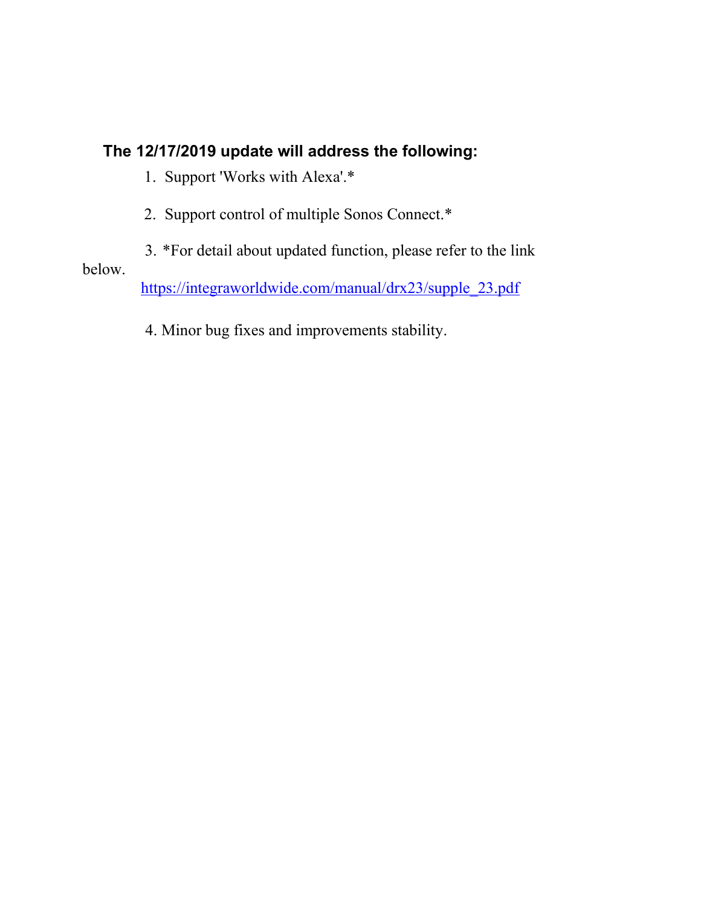**The 12/17/2019 update will address the following:**

1. Support 'Works with Alexa'.*
2. Support control of multiple Sonos Connect.*
3. *For detail about updated function, please refer to the link below.
   https://integraworldwide.com/manual/drx23/supple_23.pdf
4. Minor bug fixes and improvements stability.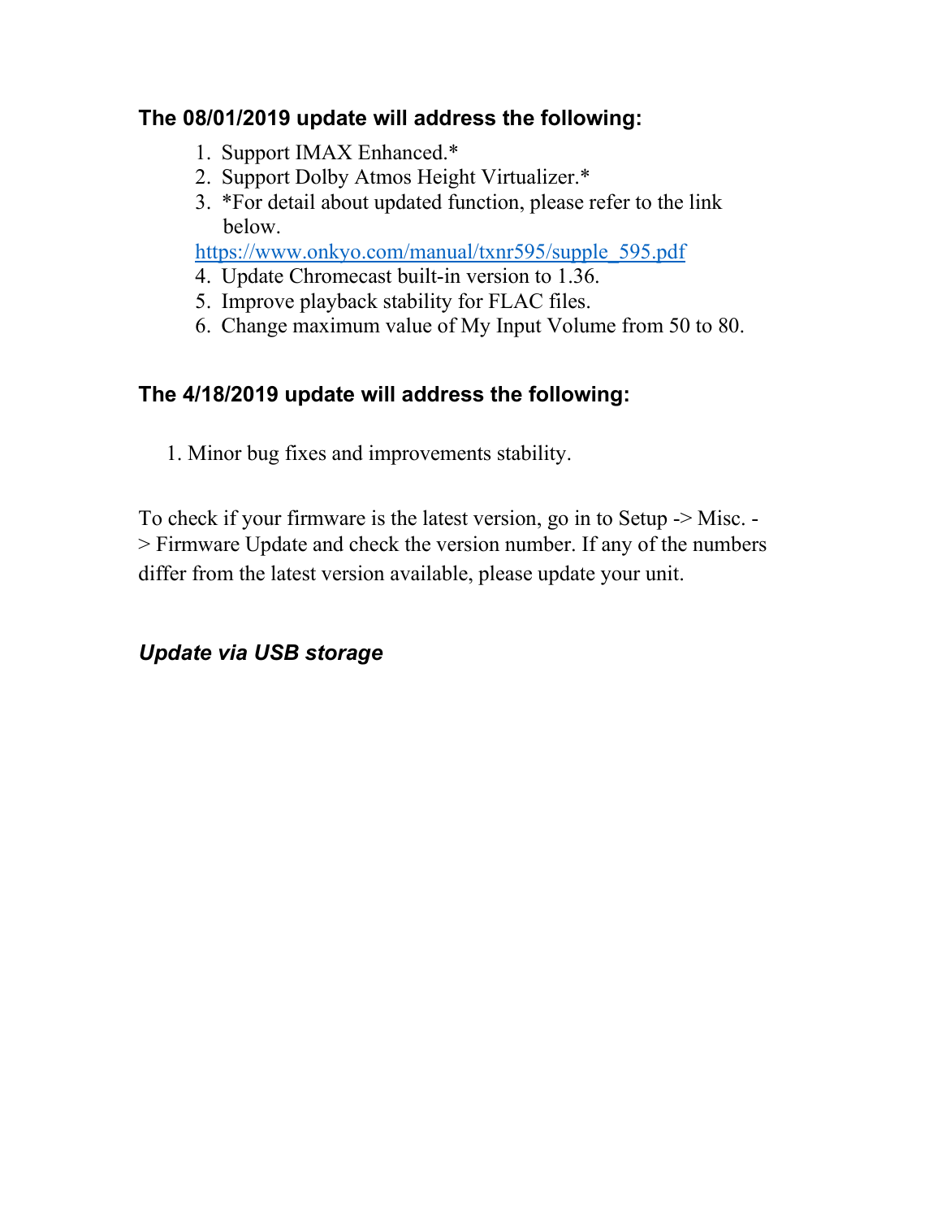### The 08/01/2019 update will address the following:

1. Support IMAX Enhanced.*
2. Support Dolby Atmos Height Virtualizer.*
3. *For detail about updated function, please refer to the link below.

   https://www.onkyo.com/manual/txnr595/supple_595.pdf
4. Update Chromecast built-in version to 1.36.
5. Improve playback stability for FLAC files.
6. Change maximum value of My Input Volume from 50 to 80.

### The 4/18/2019 update will address the following:

1. Minor bug fixes and improvements stability.

To check if your firmware is the latest version, go in to Setup -> Misc. -> Firmware Update and check the version number. If any of the numbers differ from the latest version available, please update your unit.

### *Update via USB storage*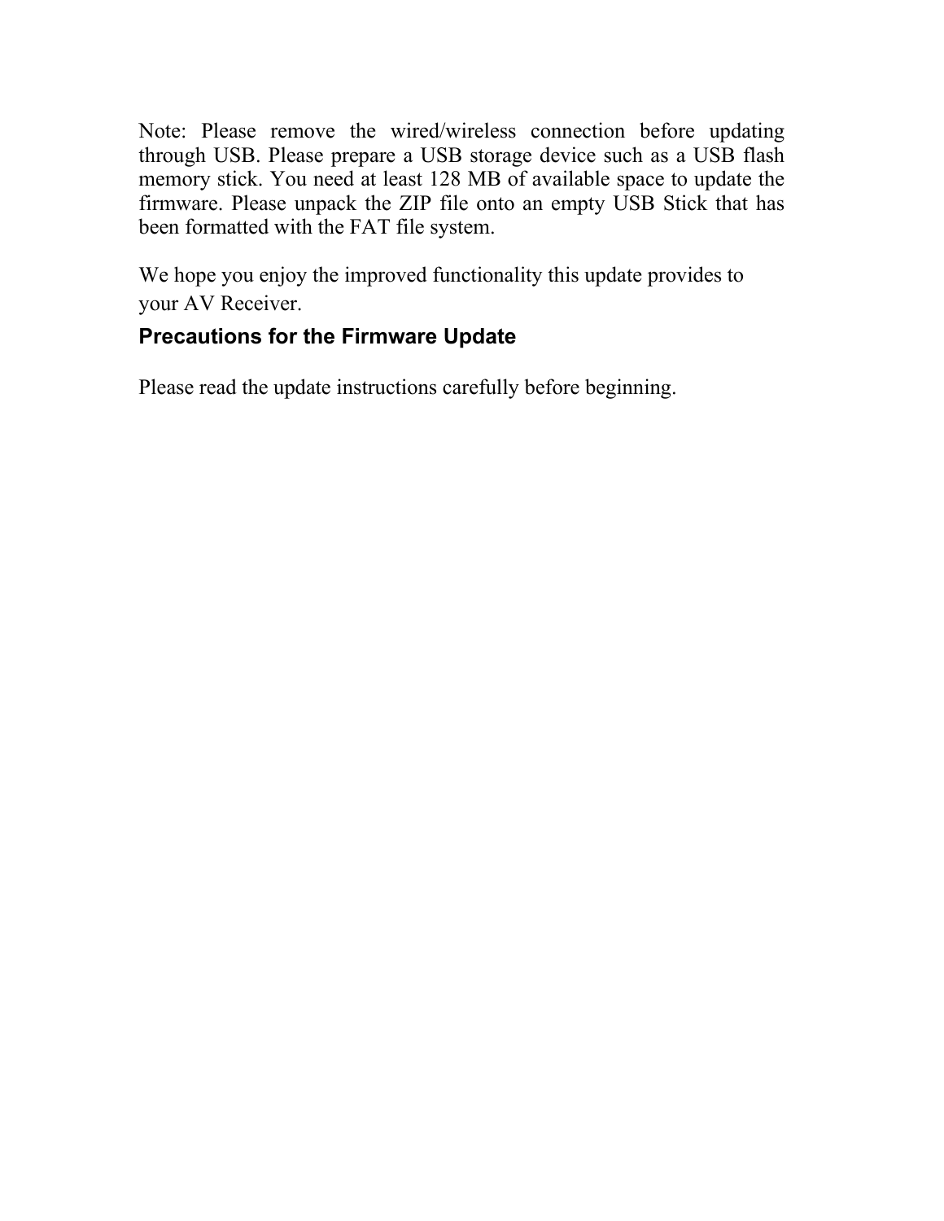Note: Please remove the wired/wireless connection before updating through USB. Please prepare a USB storage device such as a USB flash memory stick. You need at least 128 MB of available space to update the firmware. Please unpack the ZIP file onto an empty USB Stick that has been formatted with the FAT file system.

We hope you enjoy the improved functionality this update provides to your AV Receiver.

### Precautions for the Firmware Update

Please read the update instructions carefully before beginning.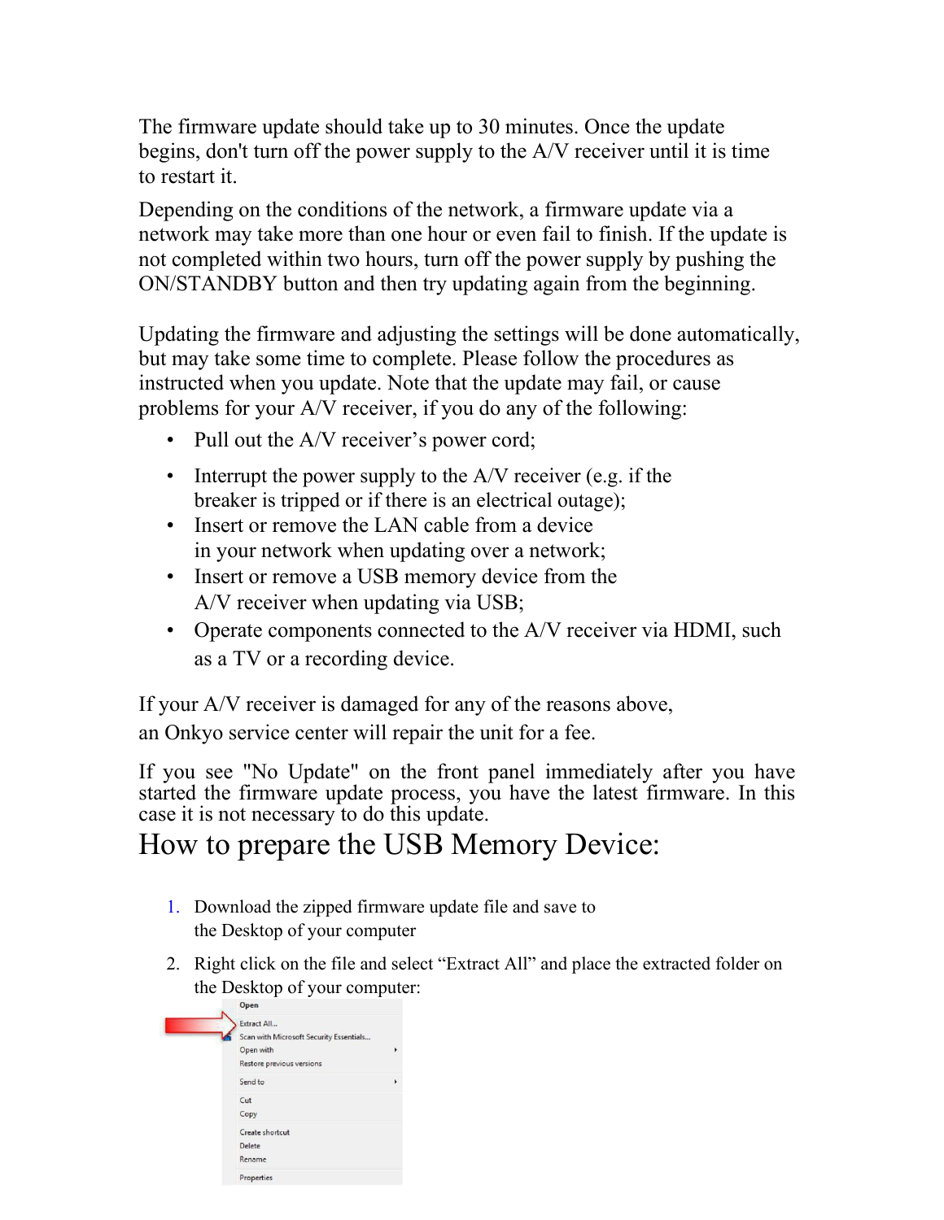The firmware update should take up to 30 minutes. Once the update begins, don't turn off the power supply to the A/V receiver until it is time to restart it.

Depending on the conditions of the network, a firmware update via a network may take more than one hour or even fail to finish. If the update is not completed within two hours, turn off the power supply by pushing the ON/STANDBY button and then try updating again from the beginning.

Updating the firmware and adjusting the settings will be done automatically, but may take some time to complete. Please follow the procedures as instructed when you update. Note that the update may fail, or cause problems for your A/V receiver, if you do any of the following:

- Pull out the A/V receiver's power cord;
- Interrupt the power supply to the A/V receiver (e.g. if the breaker is tripped or if there is an electrical outage);
- Insert or remove the LAN cable from a device in your network when updating over a network;
- Insert or remove a USB memory device from the A/V receiver when updating via USB;
- Operate components connected to the A/V receiver via HDMI, such as a TV or a recording device.

If your A/V receiver is damaged for any of the reasons above, an Onkyo service center will repair the unit for a fee.

If you see "No Update" on the front panel immediately after you have started the firmware update process, you have the latest firmware. In this case it is not necessary to do this update.

# How to prepare the USB Memory Device:

1. Download the zipped firmware update file and save to the Desktop of your computer
2. Right click on the file and select "Extract All" and place the extracted folder on the Desktop of your computer:

Open
Extract All...
Scan with Microsoft Security Essentials...
Open with
Restore previous versions
Send to
Cut
Copy
Create shortcut
Delete
Rename
Properties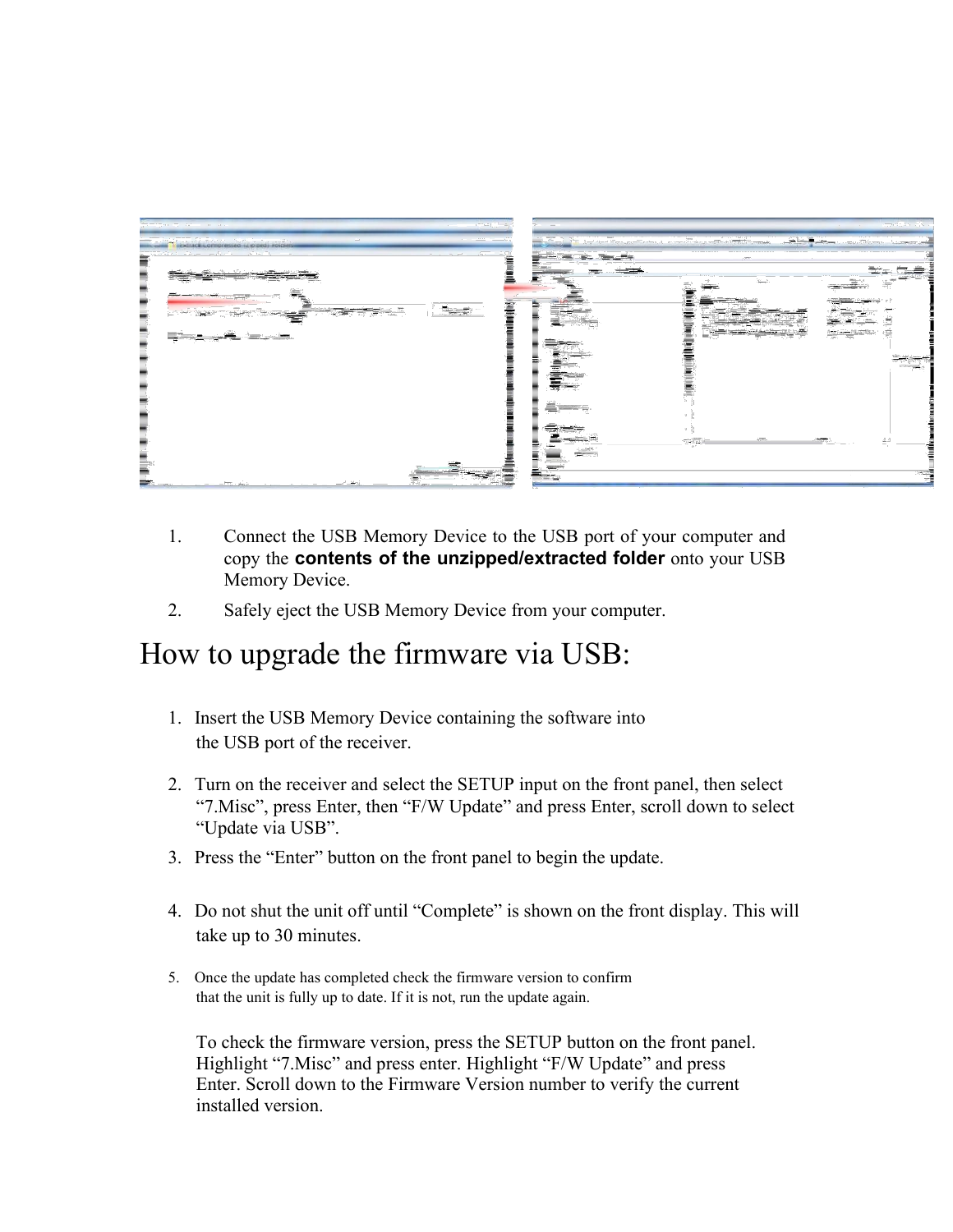1. Connect the USB Memory Device to the USB port of your computer and copy the **contents of the unzipped/extracted folder** onto your USB Memory Device.
2. Safely eject the USB Memory Device from your computer.

# How to upgrade the firmware via USB:

1. Insert the USB Memory Device containing the software into the USB port of the receiver.
2. Turn on the receiver and select the SETUP input on the front panel, then select "7.Misc", press Enter, then "F/W Update" and press Enter, scroll down to select "Update via USB".
3. Press the "Enter" button on the front panel to begin the update.
4. Do not shut the unit off until "Complete" is shown on the front display. This will take up to 30 minutes.
5. Once the update has completed check the firmware version to confirm that the unit is fully up to date. If it is not, run the update again.

To check the firmware version, press the SETUP button on the front panel. Highlight "7.Misc" and press enter. Highlight "F/W Update" and press Enter. Scroll down to the Firmware Version number to verify the current installed version.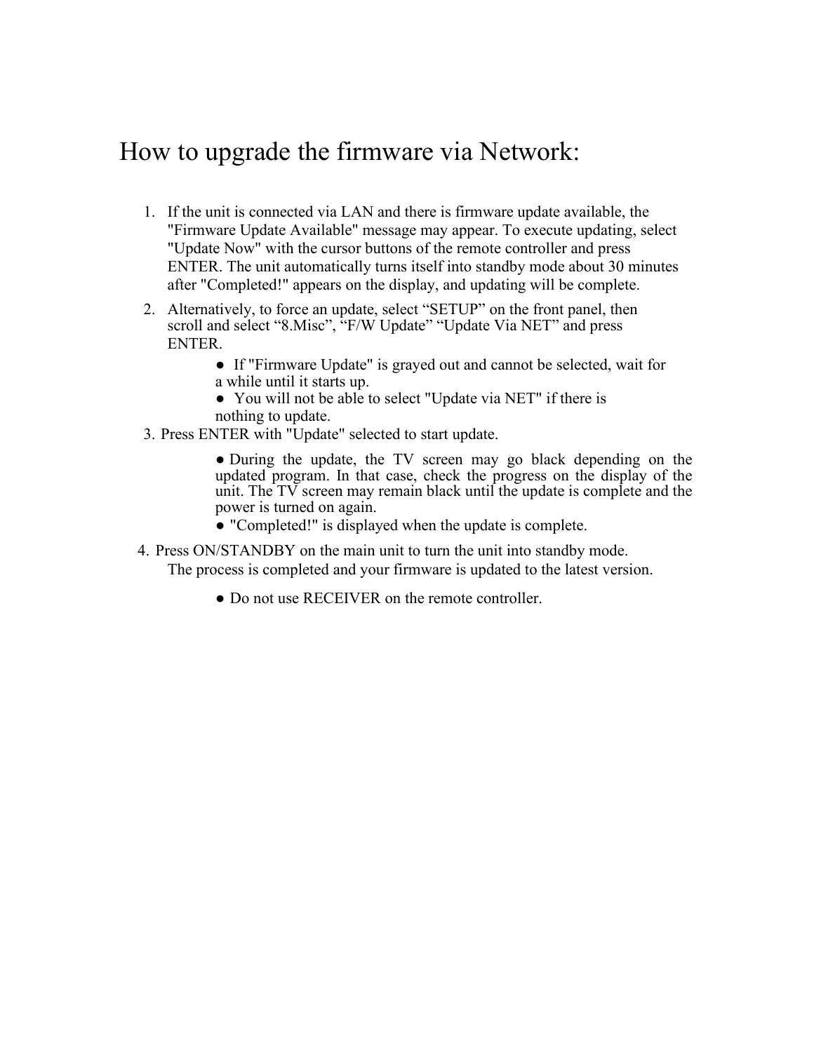# How to upgrade the firmware via Network:

1. If the unit is connected via LAN and there is firmware update available, the "Firmware Update Available" message may appear. To execute updating, select "Update Now" with the cursor buttons of the remote controller and press ENTER. The unit automatically turns itself into standby mode about 30 minutes after "Completed!" appears on the display, and updating will be complete.
2. Alternatively, to force an update, select "SETUP" on the front panel, then scroll and select "8.Misc", "F/W Update" "Update Via NET" and press ENTER.
   - If "Firmware Update" is grayed out and cannot be selected, wait for a while until it starts up.
   - You will not be able to select "Update via NET" if there is nothing to update.
3. Press ENTER with "Update" selected to start update.
   - During the update, the TV screen may go black depending on the updated program. In that case, check the progress on the display of the unit. The TV screen may remain black until the update is complete and the power is turned on again.
   - "Completed!" is displayed when the update is complete.
4. Press ON/STANDBY on the main unit to turn the unit into standby mode. The process is completed and your firmware is updated to the latest version.
   - Do not use RECEIVER on the remote controller.